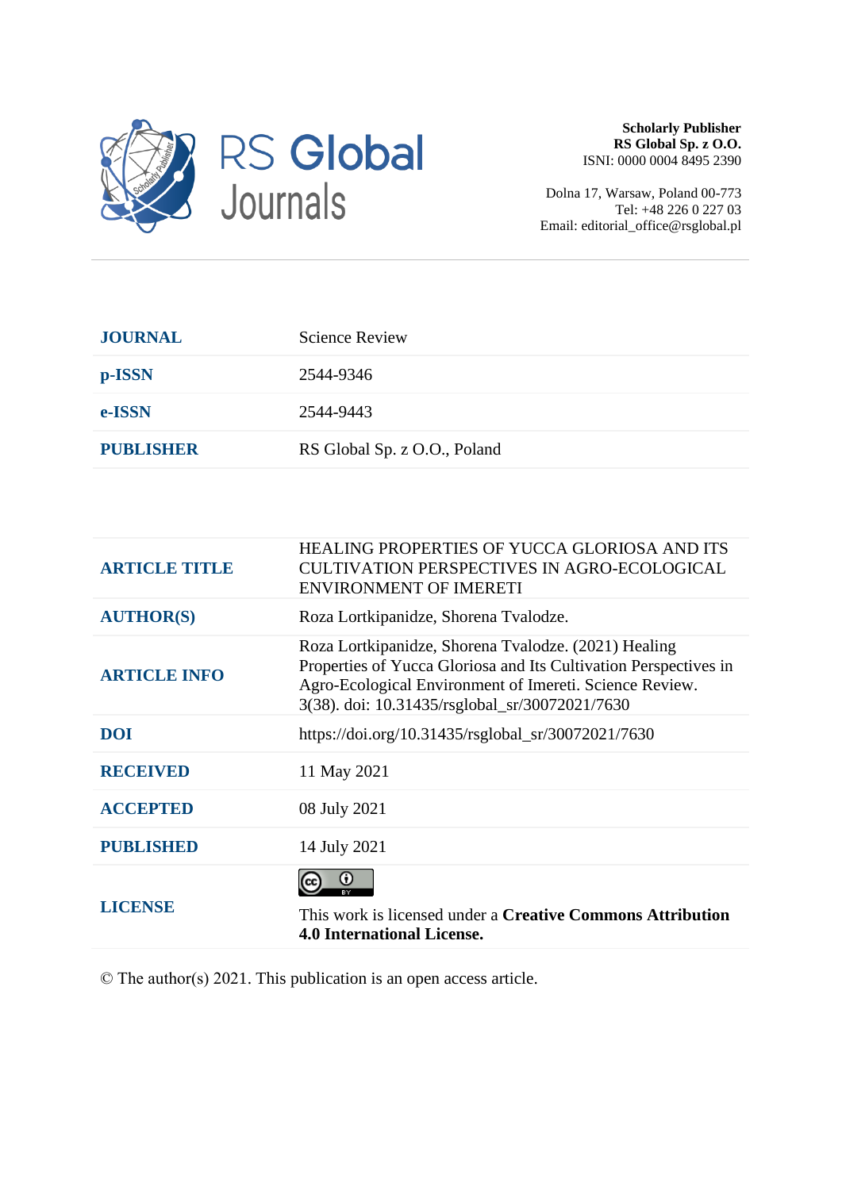RS Global Journals

**Scholarly Publisher**
**RS Global Sp. z O.O.**
ISNI: 0000 0004 8495 2390

Dolna 17, Warsaw, Poland 00-773
Tel: +48 226 0 227 03
Email: editorial_office@rsglobal.pl

| | |
|---|---|
| **JOURNAL** | Science Review |
| **p-ISSN** | 2544-9346 |
| **e-ISSN** | 2544-9443 |
| **PUBLISHER** | RS Global Sp. z O.O., Poland |

| | |
|---|---|
| **ARTICLE TITLE** | HEALING PROPERTIES OF YUCCA GLORIOSA AND ITS CULTIVATION PERSPECTIVES IN AGRO-ECOLOGICAL ENVIRONMENT OF IMERETI |
| **AUTHOR(S)** | Roza Lortkipanidze, Shorena Tvalodze. |
| **ARTICLE INFO** | Roza Lortkipanidze, Shorena Tvalodze. (2021) Healing Properties of Yucca Gloriosa and Its Cultivation Perspectives in Agro-Ecological Environment of Imereti. Science Review. 3(38). doi: 10.31435/rsglobal_sr/30072021/7630 |
| **DOI** | https://doi.org/10.31435/rsglobal_sr/30072021/7630 |
| **RECEIVED** | 11 May 2021 |
| **ACCEPTED** | 08 July 2021 |
| **PUBLISHED** | 14 July 2021 |
| **LICENSE** | This work is licensed under a **Creative Commons Attribution 4.0 International License.** |

© The author(s) 2021. This publication is an open access article.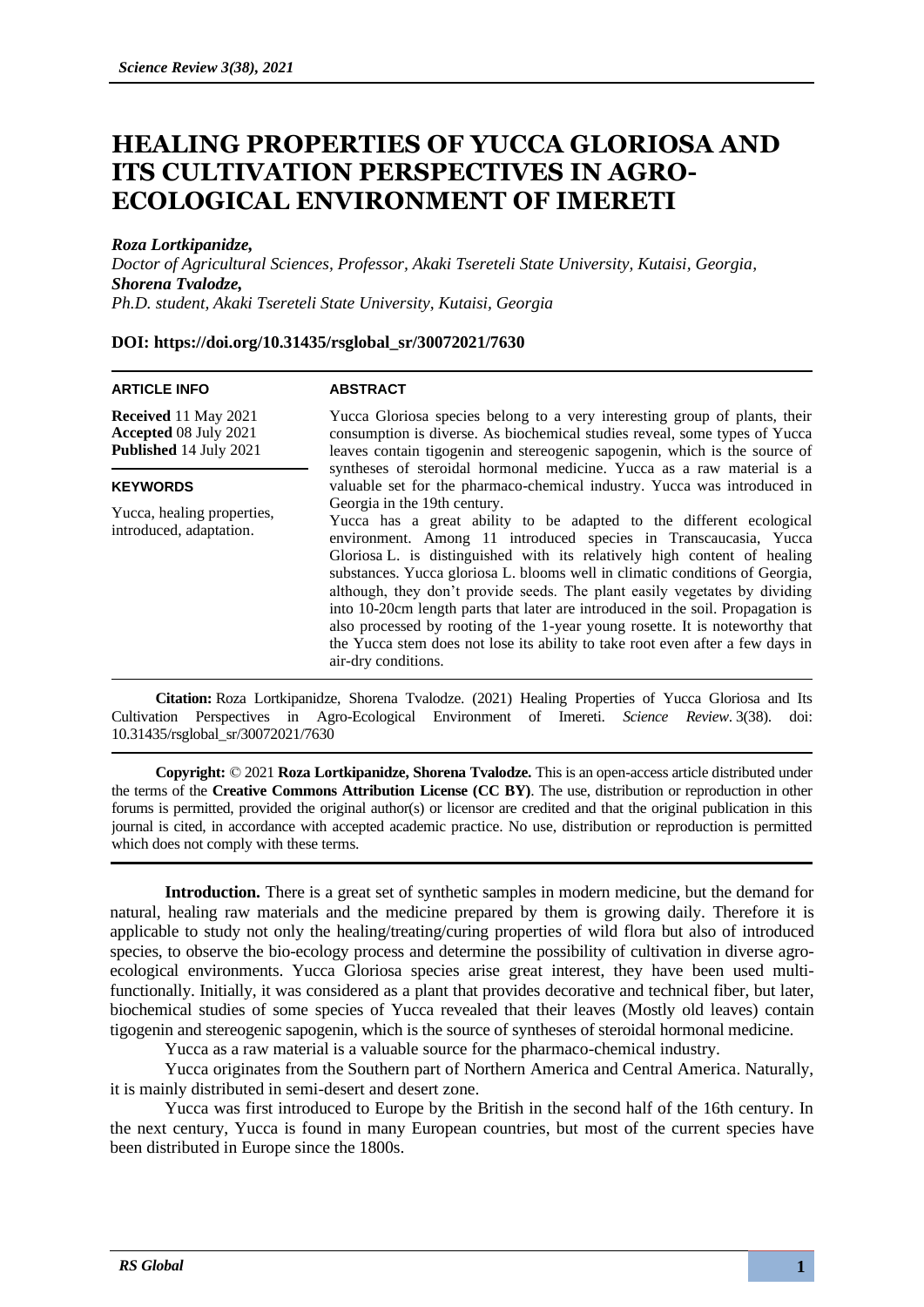# HEALING PROPERTIES OF YUCCA GLORIOSA AND ITS CULTIVATION PERSPECTIVES IN AGRO-ECOLOGICAL ENVIRONMENT OF IMERETI

***Roza Lortkipanidze,***
*Doctor of Agricultural Sciences, Professor, Akaki Tsereteli State University, Kutaisi, Georgia,*
***Shorena Tvalodze,***
*Ph.D. student, Akaki Tsereteli State University, Kutaisi, Georgia*

**DOI: https://doi.org/10.31435/rsglobal_sr/30072021/7630**

**ARTICLE INFO**

**Received** 11 May 2021
**Accepted** 08 July 2021
**Published** 14 July 2021

**KEYWORDS**

Yucca, healing properties, introduced, adaptation.

**ABSTRACT**

Yucca Gloriosa species belong to a very interesting group of plants, their consumption is diverse. As biochemical studies reveal, some types of Yucca leaves contain tigogenin and stereogenic sapogenin, which is the source of syntheses of steroidal hormonal medicine. Yucca as a raw material is a valuable set for the pharmaco-chemical industry. Yucca was introduced in Georgia in the 19th century.

Yucca has a great ability to be adapted to the different ecological environment. Among 11 introduced species in Transcaucasia, Yucca Gloriosa L. is distinguished with its relatively high content of healing substances. Yucca gloriosa L. blooms well in climatic conditions of Georgia, although, they don't provide seeds. The plant easily vegetates by dividing into 10-20cm length parts that later are introduced in the soil. Propagation is also processed by rooting of the 1-year young rosette. It is noteworthy that the Yucca stem does not lose its ability to take root even after a few days in air-dry conditions.

**Citation:** Roza Lortkipanidze, Shorena Tvalodze. (2021) Healing Properties of Yucca Gloriosa and Its Cultivation Perspectives in Agro-Ecological Environment of Imereti. *Science Review*. 3(38). doi: 10.31435/rsglobal_sr/30072021/7630

**Copyright:** © 2021 **Roza Lortkipanidze, Shorena Tvalodze.** This is an open-access article distributed under the terms of the **Creative Commons Attribution License (CC BY)**. The use, distribution or reproduction in other forums is permitted, provided the original author(s) or licensor are credited and that the original publication in this journal is cited, in accordance with accepted academic practice. No use, distribution or reproduction is permitted which does not comply with these terms.

**Introduction.** There is a great set of synthetic samples in modern medicine, but the demand for natural, healing raw materials and the medicine prepared by them is growing daily. Therefore it is applicable to study not only the healing/treating/curing properties of wild flora but also of introduced species, to observe the bio-ecology process and determine the possibility of cultivation in diverse agro-ecological environments. Yucca Gloriosa species arise great interest, they have been used multi-functionally. Initially, it was considered as a plant that provides decorative and technical fiber, but later, biochemical studies of some species of Yucca revealed that their leaves (Mostly old leaves) contain tigogenin and stereogenic sapogenin, which is the source of syntheses of steroidal hormonal medicine.

Yucca as a raw material is a valuable source for the pharmaco-chemical industry.

Yucca originates from the Southern part of Northern America and Central America. Naturally, it is mainly distributed in semi-desert and desert zone.

Yucca was first introduced to Europe by the British in the second half of the 16th century. In the next century, Yucca is found in many European countries, but most of the current species have been distributed in Europe since the 1800s.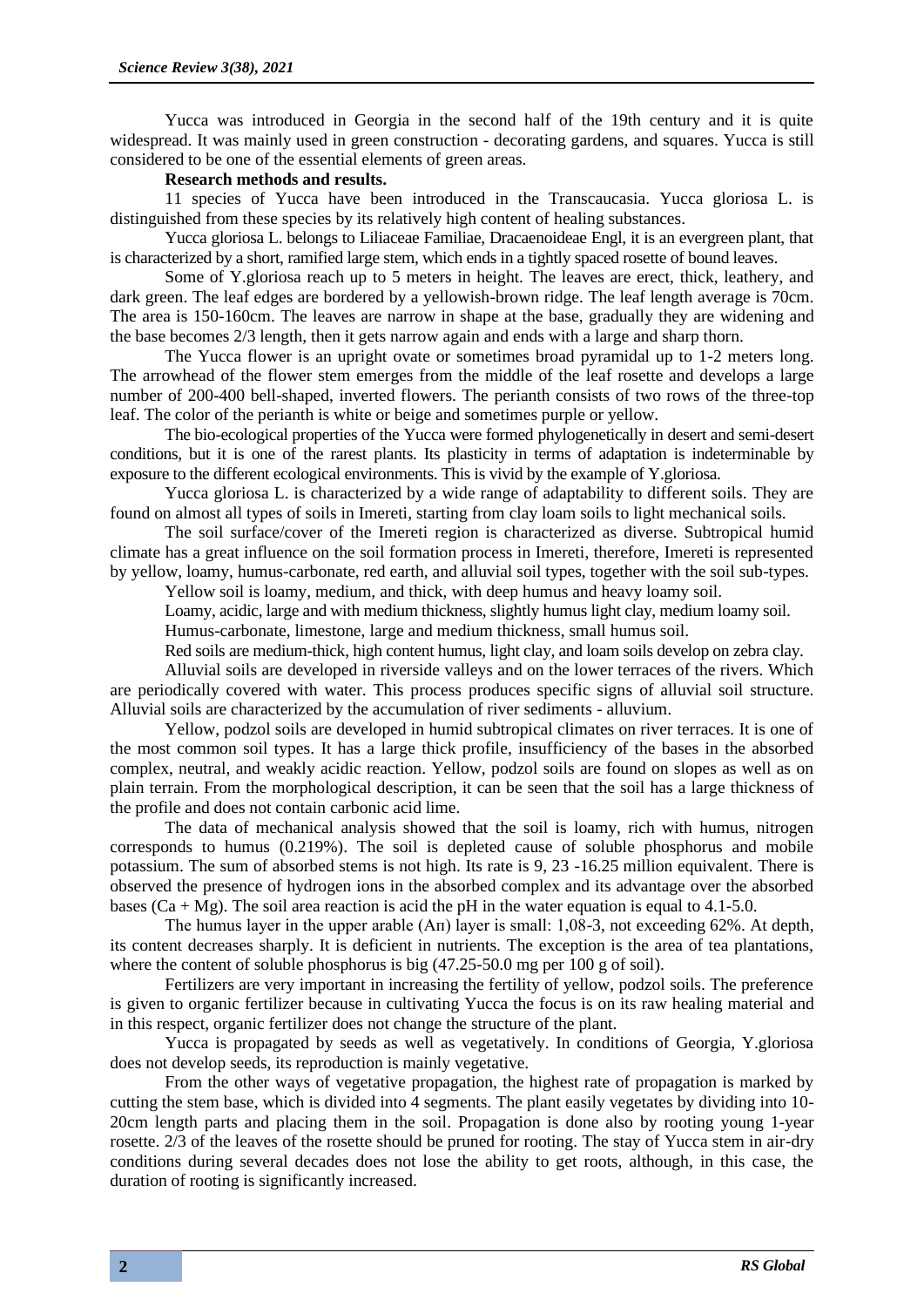Yucca was introduced in Georgia in the second half of the 19th century and it is quite widespread. It was mainly used in green construction - decorating gardens, and squares. Yucca is still considered to be one of the essential elements of green areas.

**Research methods and results.**

11 species of Yucca have been introduced in the Transcaucasia. Yucca gloriosa L. is distinguished from these species by its relatively high content of healing substances.

Yucca gloriosa L. belongs to Liliaceae Familiae, Dracaenoideae Engl, it is an evergreen plant, that is characterized by a short, ramified large stem, which ends in a tightly spaced rosette of bound leaves.

Some of Y.gloriosa reach up to 5 meters in height. The leaves are erect, thick, leathery, and dark green. The leaf edges are bordered by a yellowish-brown ridge. The leaf length average is 70cm. The area is 150-160cm. The leaves are narrow in shape at the base, gradually they are widening and the base becomes 2/3 length, then it gets narrow again and ends with a large and sharp thorn.

The Yucca flower is an upright ovate or sometimes broad pyramidal up to 1-2 meters long. The arrowhead of the flower stem emerges from the middle of the leaf rosette and develops a large number of 200-400 bell-shaped, inverted flowers. The perianth consists of two rows of the three-top leaf. The color of the perianth is white or beige and sometimes purple or yellow.

The bio-ecological properties of the Yucca were formed phylogenetically in desert and semi-desert conditions, but it is one of the rarest plants. Its plasticity in terms of adaptation is indeterminable by exposure to the different ecological environments. This is vivid by the example of Y.gloriosa.

Yucca gloriosa L. is characterized by a wide range of adaptability to different soils. They are found on almost all types of soils in Imereti, starting from clay loam soils to light mechanical soils.

The soil surface/cover of the Imereti region is characterized as diverse. Subtropical humid climate has a great influence on the soil formation process in Imereti, therefore, Imereti is represented by yellow, loamy, humus-carbonate, red earth, and alluvial soil types, together with the soil sub-types.

Yellow soil is loamy, medium, and thick, with deep humus and heavy loamy soil.

Loamy, acidic, large and with medium thickness, slightly humus light clay, medium loamy soil.

Humus-carbonate, limestone, large and medium thickness, small humus soil.

Red soils are medium-thick, high content humus, light clay, and loam soils develop on zebra clay.

Alluvial soils are developed in riverside valleys and on the lower terraces of the rivers. Which are periodically covered with water. This process produces specific signs of alluvial soil structure. Alluvial soils are characterized by the accumulation of river sediments - alluvium.

Yellow, podzol soils are developed in humid subtropical climates on river terraces. It is one of the most common soil types. It has a large thick profile, insufficiency of the bases in the absorbed complex, neutral, and weakly acidic reaction. Yellow, podzol soils are found on slopes as well as on plain terrain. From the morphological description, it can be seen that the soil has a large thickness of the profile and does not contain carbonic acid lime.

The data of mechanical analysis showed that the soil is loamy, rich with humus, nitrogen corresponds to humus (0.219%). The soil is depleted cause of soluble phosphorus and mobile potassium. The sum of absorbed stems is not high. Its rate is 9, 23 -16.25 million equivalent. There is observed the presence of hydrogen ions in the absorbed complex and its advantage over the absorbed bases (Ca + Mg). The soil area reaction is acid the pH in the water equation is equal to 4.1-5.0.

The humus layer in the upper arable (Aп) layer is small: 1,08-3, not exceeding 62%. At depth, its content decreases sharply. It is deficient in nutrients. The exception is the area of tea plantations, where the content of soluble phosphorus is big (47.25-50.0 mg per 100 g of soil).

Fertilizers are very important in increasing the fertility of yellow, podzol soils. The preference is given to organic fertilizer because in cultivating Yucca the focus is on its raw healing material and in this respect, organic fertilizer does not change the structure of the plant.

Yucca is propagated by seeds as well as vegetatively. In conditions of Georgia, Y.gloriosa does not develop seeds, its reproduction is mainly vegetative.

From the other ways of vegetative propagation, the highest rate of propagation is marked by cutting the stem base, which is divided into 4 segments. The plant easily vegetates by dividing into 10-20cm length parts and placing them in the soil. Propagation is done also by rooting young 1-year rosette. 2/3 of the leaves of the rosette should be pruned for rooting. The stay of Yucca stem in air-dry conditions during several decades does not lose the ability to get roots, although, in this case, the duration of rooting is significantly increased.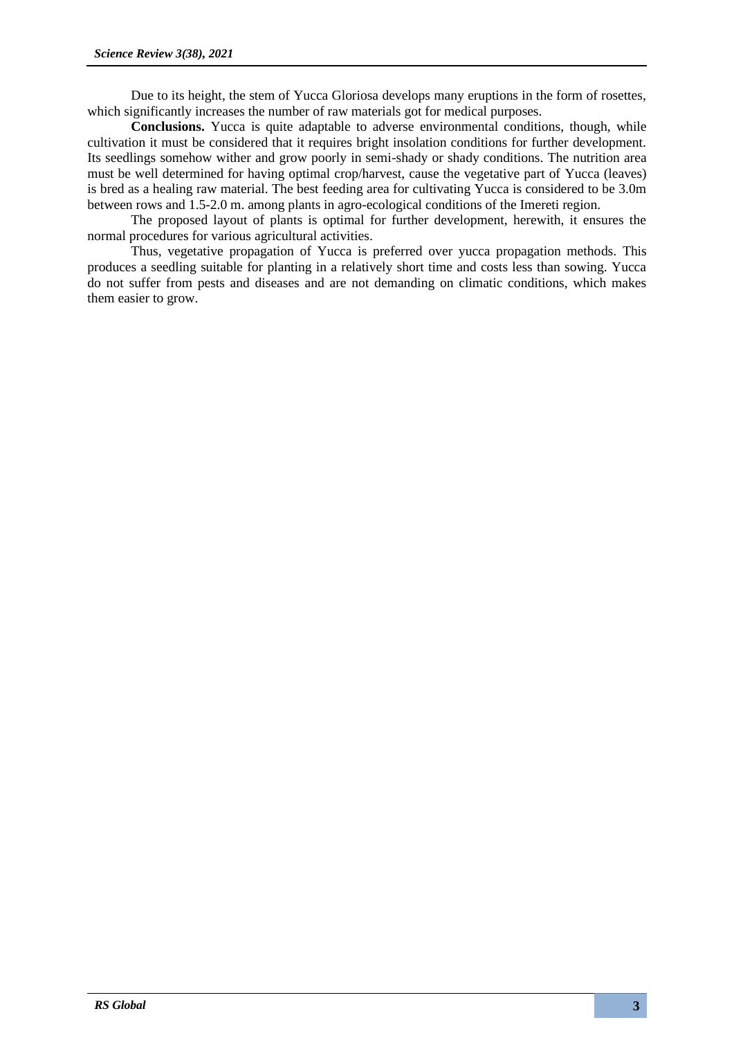Due to its height, the stem of Yucca Gloriosa develops many eruptions in the form of rosettes, which significantly increases the number of raw materials got for medical purposes.

**Conclusions.** Yucca is quite adaptable to adverse environmental conditions, though, while cultivation it must be considered that it requires bright insolation conditions for further development. Its seedlings somehow wither and grow poorly in semi-shady or shady conditions. The nutrition area must be well determined for having optimal crop/harvest, cause the vegetative part of Yucca (leaves) is bred as a healing raw material. The best feeding area for cultivating Yucca is considered to be 3.0m between rows and 1.5-2.0 m. among plants in agro-ecological conditions of the Imereti region.

The proposed layout of plants is optimal for further development, herewith, it ensures the normal procedures for various agricultural activities.

Thus, vegetative propagation of Yucca is preferred over yucca propagation methods. This produces a seedling suitable for planting in a relatively short time and costs less than sowing. Yucca do not suffer from pests and diseases and are not demanding on climatic conditions, which makes them easier to grow.